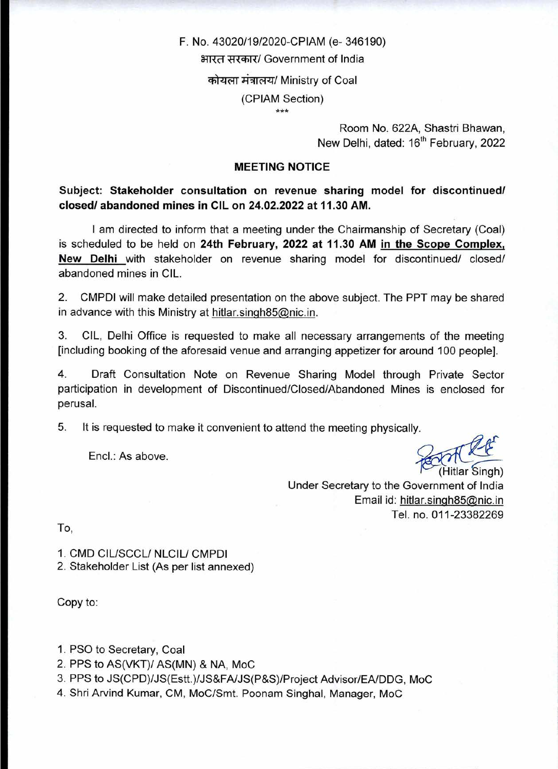F. No. 43020/19/2020-CPIAM (e- 346190)

भारत सरकार/ Government of India

कोयला मंत्रालय/ Ministry of Coal

(CPIAM Section)

\*\*\*

Room No. 622A, Shastri Bhawan,
New Delhi, dated: 16th February, 2022

## MEETING NOTICE

**Subject: Stakeholder consultation on revenue sharing model for discontinued/ closed/ abandoned mines in CIL on 24.02.2022 at 11.30 AM.**

I am directed to inform that a meeting under the Chairmanship of Secretary (Coal) is scheduled to be held on **24th February, 2022 at 11.30 AM** **in the Scope Complex, New Delhi** with stakeholder on revenue sharing model for discontinued/ closed/ abandoned mines in CIL.

2. CMPDI will make detailed presentation on the above subject. The PPT may be shared in advance with this Ministry at hitlar.singh85@nic.in.

3. CIL, Delhi Office is requested to make all necessary arrangements of the meeting [including booking of the aforesaid venue and arranging appetizer for around 100 people].

4. Draft Consultation Note on Revenue Sharing Model through Private Sector participation in development of Discontinued/Closed/Abandoned Mines is enclosed for perusal.

5. It is requested to make it convenient to attend the meeting physically.

Encl.: As above.

(Hitlar Singh)
Under Secretary to the Government of India
Email id: hitlar.singh85@nic.in
Tel. no. 011-23382269

To,

1. CMD CIL/SCCL/ NLCIL/ CMPDI
2. Stakeholder List (As per list annexed)

Copy to:

1. PSO to Secretary, Coal
2. PPS to AS(VKT)/ AS(MN) & NA, MoC
3. PPS to JS(CPD)/JS(Estt.)/JS&FA/JS(P&S)/Project Advisor/EA/DDG, MoC
4. Shri Arvind Kumar, CM, MoC/Smt. Poonam Singhal, Manager, MoC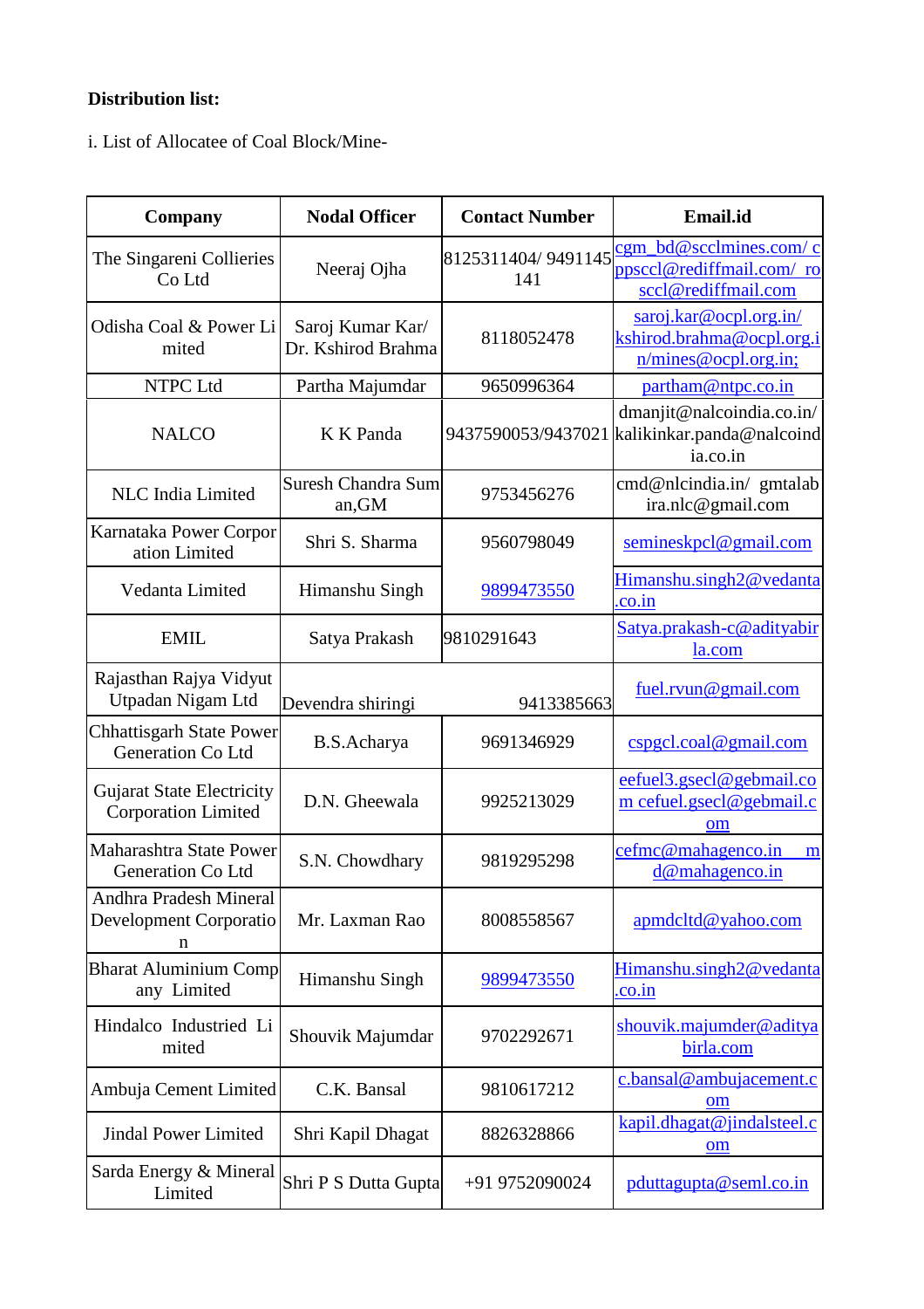**Distribution list:**

i. List of Allocatee of Coal Block/Mine-

| Company | Nodal Officer | Contact Number | Email.id |
|---|---|---|---|
| The Singareni Collieries Co Ltd | Neeraj Ojha | 8125311404/ 9491145141 | cgm_bd@scclmines.com/ cppsccl@rediffmail.com/ rosccl@rediffmail.com |
| Odisha Coal & Power Limited | Saroj Kumar Kar/ Dr. Kshirod Brahma | 8118052478 | saroj.kar@ocpl.org.in/ kshirod.brahma@ocpl.org.in/mines@ocpl.org.in; |
| NTPC Ltd | Partha Majumdar | 9650996364 | partham@ntpc.co.in |
| NALCO | K K Panda | 9437590053/9437021 | dmanjit@nalcoindia.co.in/ kalikinkar.panda@nalcoindia.co.in |
| NLC India Limited | Suresh Chandra Suman,GM | 9753456276 | cmd@nlcindia.in/ gmtalabira.nlc@gmail.com |
| Karnataka Power Corporation Limited | Shri S. Sharma | 9560798049 | semineskpcl@gmail.com |
| Vedanta Limited | Himanshu Singh | 9899473550 | Himanshu.singh2@vedanta.co.in |
| EMIL | Satya Prakash | 9810291643 | Satya.prakash-c@adityabirla.com |
| Rajasthan Rajya Vidyut Utpadan Nigam Ltd | Devendra shiringi | 9413385663 | fuel.rvun@gmail.com |
| Chhattisgarh State Power Generation Co Ltd | B.S.Acharya | 9691346929 | cspgcl.coal@gmail.com |
| Gujarat State Electricity Corporation Limited | D.N. Gheewala | 9925213029 | eefuel3.gsecl@gebmail.com cefuel.gsecl@gebmail.com |
| Maharashtra State Power Generation Co Ltd | S.N. Chowdhary | 9819295298 | cefmc@mahagenco.in md@mahagenco.in |
| Andhra Pradesh Mineral Development Corporation | Mr. Laxman Rao | 8008558567 | apmdcltd@yahoo.com |
| Bharat Aluminium Company Limited | Himanshu Singh | 9899473550 | Himanshu.singh2@vedanta.co.in |
| Hindalco Industried Limited | Shouvik Majumdar | 9702292671 | shouvik.majumder@adityabirla.com |
| Ambuja Cement Limited | C.K. Bansal | 9810617212 | c.bansal@ambujacement.com |
| Jindal Power Limited | Shri Kapil Dhagat | 8826328866 | kapil.dhagat@jindalsteel.com |
| Sarda Energy & Mineral Limited | Shri P S Dutta Gupta | +91 9752090024 | pduttagupta@seml.co.in |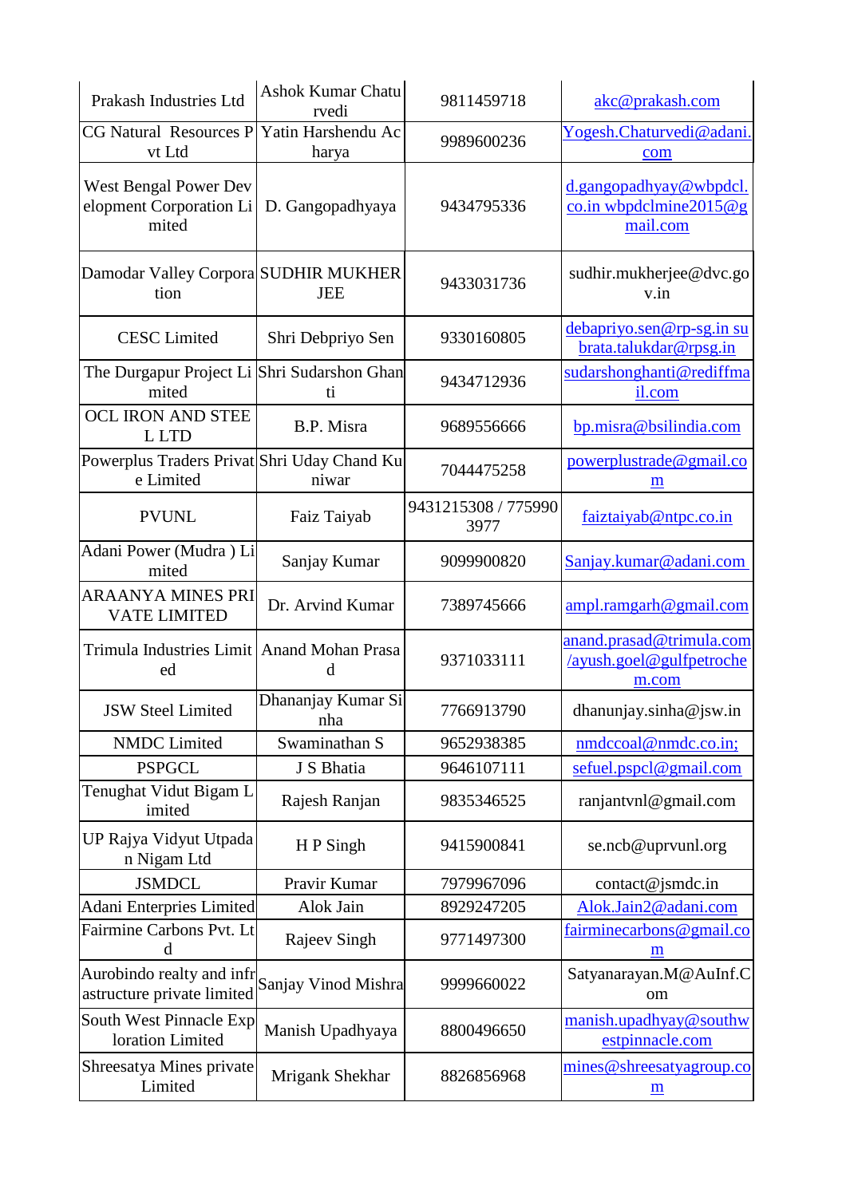| | | | |
|---|---|---|---|
| Prakash Industries Ltd | Ashok Kumar Chaturvedi | 9811459718 | akc@prakash.com |
| CG Natural Resources Pvt Ltd | Yatin Harshendu Acharya | 9989600236 | Yogesh.Chaturvedi@adani.com |
| West Bengal Power Development Corporation Limited | D. Gangopadhyaya | 9434795336 | d.gangopadhyay@wbpdcl.co.in wbpdclmine2015@gmail.com |
| Damodar Valley Corporation | SUDHIR MUKHERJEE | 9433031736 | sudhir.mukherjee@dvc.gov.in |
| CESC Limited | Shri Debpriyo Sen | 9330160805 | debapriyo.sen@rp-sg.in subrata.talukdar@rpsg.in |
| The Durgapur Project Limited | Shri Sudarshon Ghanti | 9434712936 | sudarshonghanti@rediffmail.com |
| OCL IRON AND STEEL LTD | B.P. Misra | 9689556666 | bp.misra@bsilindia.com |
| Powerplus Traders Private Limited | Shri Uday Chand Kuniwar | 7044475258 | powerplustrade@gmail.com |
| PVUNL | Faiz Taiyab | 9431215308 / 7759903977 | faiztaiyab@ntpc.co.in |
| Adani Power (Mudra ) Limited | Sanjay Kumar | 9099900820 | Sanjay.kumar@adani.com |
| ARAANYA MINES PRIVATE LIMITED | Dr. Arvind Kumar | 7389745666 | ampl.ramgarh@gmail.com |
| Trimula Industries Limited | Anand Mohan Prasad | 9371033111 | anand.prasad@trimula.com/ayush.goel@gulfpetrochem.com |
| JSW Steel Limited | Dhananjay Kumar Sinha | 7766913790 | dhanunjay.sinha@jsw.in |
| NMDC Limited | Swaminathan S | 9652938385 | nmdccoal@nmdc.co.in; |
| PSPGCL | J S Bhatia | 9646107111 | sefuel.pspcl@gmail.com |
| Tenughat Vidut Bigam Limited | Rajesh Ranjan | 9835346525 | ranjantvnl@gmail.com |
| UP Rajya Vidyut Utpadan Nigam Ltd | H P Singh | 9415900841 | se.ncb@uprvunl.org |
| JSMDCL | Pravir Kumar | 7979967096 | contact@jsmdc.in |
| Adani Enterpries Limited | Alok Jain | 8929247205 | Alok.Jain2@adani.com |
| Fairmine Carbons Pvt. Ltd | Rajeev Singh | 9771497300 | fairminecarbons@gmail.com |
| Aurobindo realty and infrastructure private limited | Sanjay Vinod Mishra | 9999660022 | Satyanarayan.M@AuInf.Com |
| South West Pinnacle Exploration Limited | Manish Upadhyaya | 8800496650 | manish.upadhyay@southwestpinnacle.com |
| Shreesatya Mines private Limited | Mrigank Shekhar | 8826856968 | mines@shreesatyagroup.com |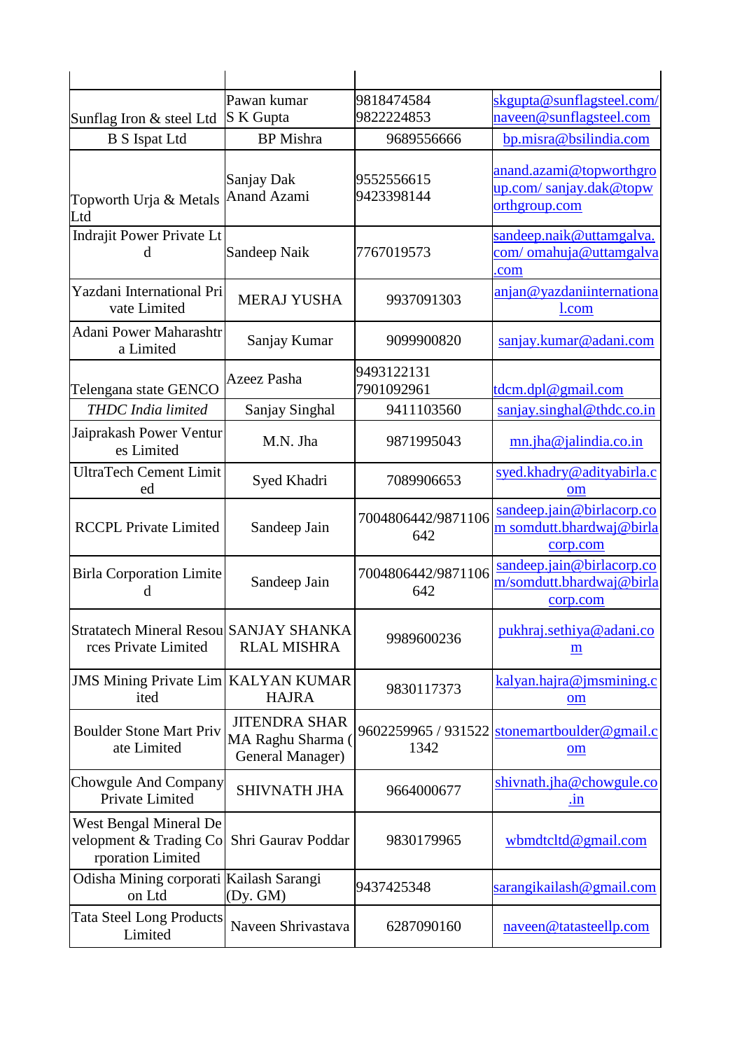| | | | |
|---|---|---|---|
| Sunflag Iron & steel Ltd | Pawan kumar S K Gupta | 9818474584 9822224853 | skgupta@sunflagsteel.com/ naveen@sunflagsteel.com |
| B S Ispat Ltd | BP Mishra | 9689556666 | bp.misra@bsilindia.com |
| Topworth Urja & Metals Ltd | Sanjay Dak Anand Azami | 9552556615 9423398144 | anand.azami@topworthgroup.com/ sanjay.dak@topworthgroup.com |
| Indrajit Power Private Ltd | Sandeep Naik | 7767019573 | sandeep.naik@uttamgalva.com/ omahuja@uttamgalva.com |
| Yazdani International Private Limited | MERAJ YUSHA | 9937091303 | anjan@yazdaniinternational.com |
| Adani Power Maharashtra Limited | Sanjay Kumar | 9099900820 | sanjay.kumar@adani.com |
| Telengana state GENCO | Azeez Pasha | 9493122131 7901092961 | tdcm.dpl@gmail.com |
| *THDC India limited* | Sanjay Singhal | 9411103560 | sanjay.singhal@thdc.co.in |
| Jaiprakash Power Ventures Limited | M.N. Jha | 9871995043 | mn.jha@jalindia.co.in |
| UltraTech Cement Limited | Syed Khadri | 7089906653 | syed.khadry@adityabirla.com |
| RCCPL Private Limited | Sandeep Jain | 7004806442/9871106642 | sandeep.jain@birlacorp.com somdutt.bhardwaj@birlacorp.com |
| Birla Corporation Limited | Sandeep Jain | 7004806442/9871106642 | sandeep.jain@birlacorp.com/somdutt.bhardwaj@birlacorp.com |
| Stratatech Mineral Resources Private Limited | SANJAY SHANKARLAL MISHRA | 9989600236 | pukhraj.sethiya@adani.com |
| JMS Mining Private Limited | KALYAN KUMAR HAJRA | 9830117373 | kalyan.hajra@jmsmining.com |
| Boulder Stone Mart Private Limited | JITENDRA SHARMA Raghu Sharma (General Manager) | 9602259965 / 9315221342 | stonemartboulder@gmail.com |
| Chowgule And Company Private Limited | SHIVNATH JHA | 9664000677 | shivnath.jha@chowgule.co.in |
| West Bengal Mineral Development & Trading Corporation Limited | Shri Gaurav Poddar | 9830179965 | wbmdtcltd@gmail.com |
| Odisha Mining corporation Ltd | Kailash Sarangi (Dy. GM) | 9437425348 | sarangikailash@gmail.com |
| Tata Steel Long Products Limited | Naveen Shrivastava | 6287090160 | naveen@tatasteellp.com |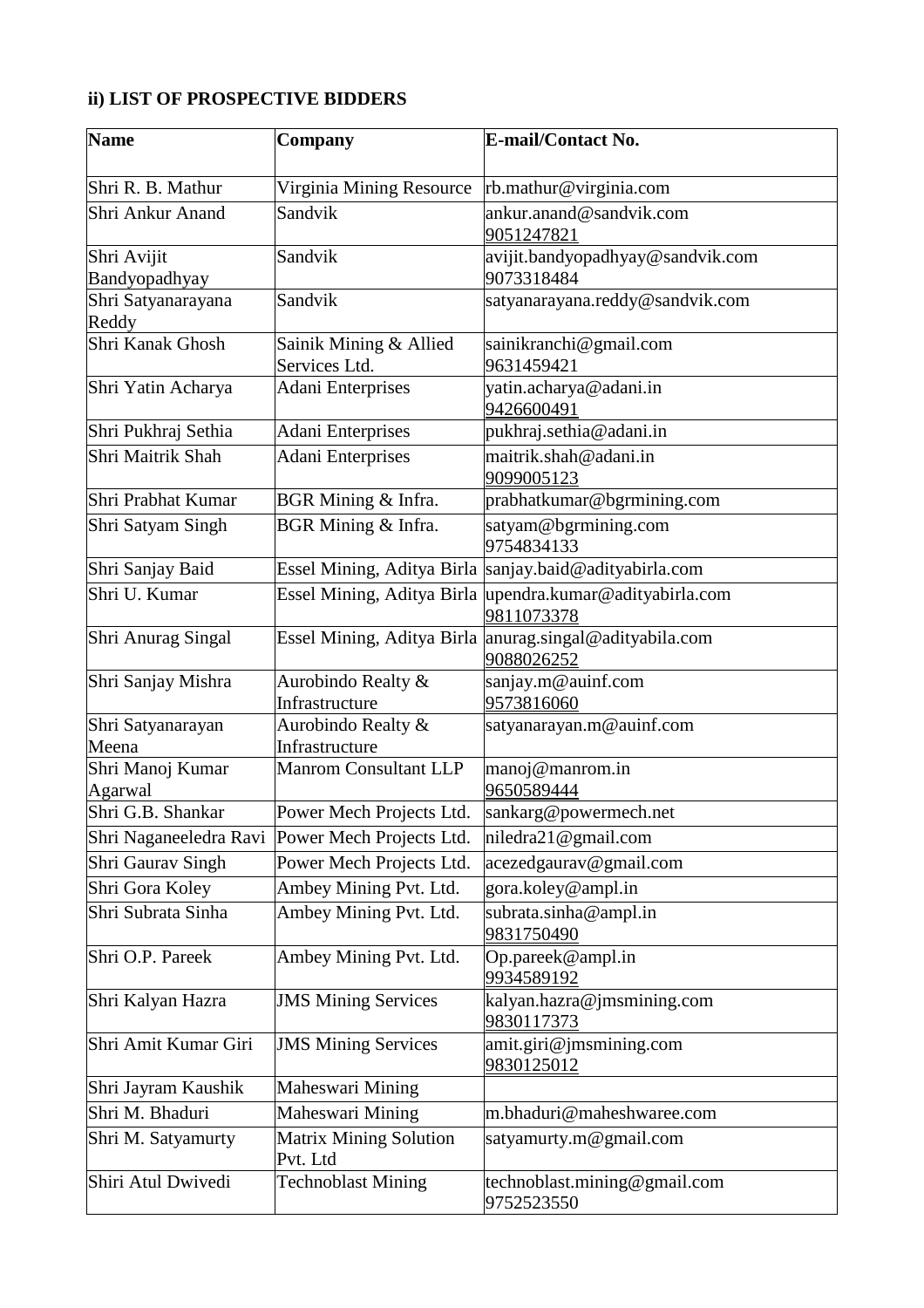## ii) LIST OF PROSPECTIVE BIDDERS

| Name | Company | E-mail/Contact No. |
|---|---|---|
| Shri R. B. Mathur | Virginia Mining Resource | rb.mathur@virginia.com |
| Shri Ankur Anand | Sandvik | ankur.anand@sandvik.com 9051247821 |
| Shri Avijit Bandyopadhyay | Sandvik | avijit.bandyopadhyay@sandvik.com 9073318484 |
| Shri Satyanarayana Reddy | Sandvik | satyanarayana.reddy@sandvik.com |
| Shri Kanak Ghosh | Sainik Mining & Allied Services Ltd. | sainikranchi@gmail.com 9631459421 |
| Shri Yatin Acharya | Adani Enterprises | yatin.acharya@adani.in 9426600491 |
| Shri Pukhraj Sethia | Adani Enterprises | pukhraj.sethia@adani.in |
| Shri Maitrik Shah | Adani Enterprises | maitrik.shah@adani.in 9099005123 |
| Shri Prabhat Kumar | BGR Mining & Infra. | prabhatkumar@bgrmining.com |
| Shri Satyam Singh | BGR Mining & Infra. | satyam@bgrmining.com 9754834133 |
| Shri Sanjay Baid | Essel Mining, Aditya Birla | sanjay.baid@adityabirla.com |
| Shri U. Kumar | Essel Mining, Aditya Birla | upendra.kumar@adityabirla.com 9811073378 |
| Shri Anurag Singal | Essel Mining, Aditya Birla | anurag.singal@adityabila.com 9088026252 |
| Shri Sanjay Mishra | Aurobindo Realty & Infrastructure | sanjay.m@auinf.com 9573816060 |
| Shri Satyanarayan Meena | Aurobindo Realty & Infrastructure | satyanarayan.m@auinf.com |
| Shri Manoj Kumar Agarwal | Manrom Consultant LLP | manoj@manrom.in 9650589444 |
| Shri G.B. Shankar | Power Mech Projects Ltd. | sankarg@powermech.net |
| Shri Naganeeledra Ravi | Power Mech Projects Ltd. | niledra21@gmail.com |
| Shri Gaurav Singh | Power Mech Projects Ltd. | acezedgaurav@gmail.com |
| Shri Gora Koley | Ambey Mining Pvt. Ltd. | gora.koley@ampl.in |
| Shri Subrata Sinha | Ambey Mining Pvt. Ltd. | subrata.sinha@ampl.in 9831750490 |
| Shri O.P. Pareek | Ambey Mining Pvt. Ltd. | Op.pareek@ampl.in 9934589192 |
| Shri Kalyan Hazra | JMS Mining Services | kalyan.hazra@jmsmining.com 9830117373 |
| Shri Amit Kumar Giri | JMS Mining Services | amit.giri@jmsmining.com 9830125012 |
| Shri Jayram Kaushik | Maheswari Mining | |
| Shri M. Bhaduri | Maheswari Mining | m.bhaduri@maheshwaree.com |
| Shri M. Satyamurty | Matrix Mining Solution Pvt. Ltd | satyamurty.m@gmail.com |
| Shiri Atul Dwivedi | Technoblast Mining | technoblast.mining@gmail.com 9752523550 |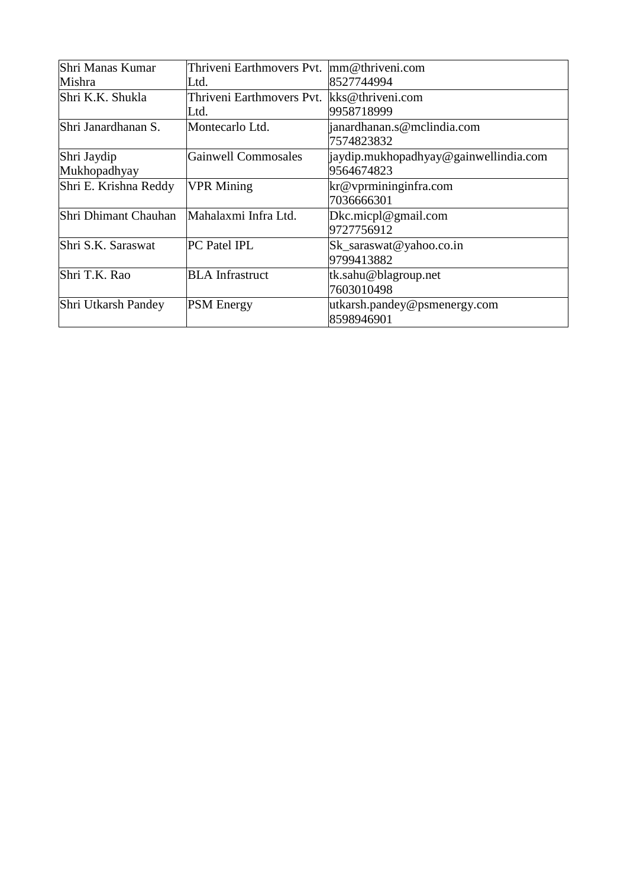| Shri Manas Kumar Mishra | Thriveni Earthmovers Pvt. Ltd. | mm@thriveni.com 8527744994 |
|---|---|---|
| Shri K.K. Shukla | Thriveni Earthmovers Pvt. Ltd. | kks@thriveni.com 9958718999 |
| Shri Janardhanan S. | Montecarlo Ltd. | janardhanan.s@mclindia.com 7574823832 |
| Shri Jaydip Mukhopadhyay | Gainwell Commosales | jaydip.mukhopadhyay@gainwellindia.com 9564674823 |
| Shri E. Krishna Reddy | VPR Mining | kr@vprmininginfra.com 7036666301 |
| Shri Dhimant Chauhan | Mahalaxmi Infra Ltd. | Dkc.micpl@gmail.com 9727756912 |
| Shri S.K. Saraswat | PC Patel IPL | Sk_saraswat@yahoo.co.in 9799413882 |
| Shri T.K. Rao | BLA Infrastruct | tk.sahu@blagroup.net 7603010498 |
| Shri Utkarsh Pandey | PSM Energy | utkarsh.pandey@psmenergy.com 8598946901 |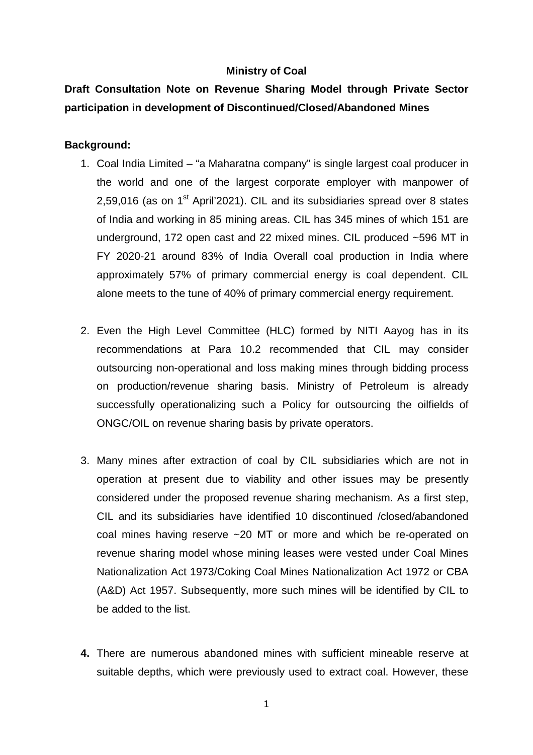**Ministry of Coal**

**Draft Consultation Note on Revenue Sharing Model through Private Sector participation in development of Discontinued/Closed/Abandoned Mines**

**Background:**

1. Coal India Limited – "a Maharatna company" is single largest coal producer in the world and one of the largest corporate employer with manpower of 2,59,016 (as on 1st April'2021). CIL and its subsidiaries spread over 8 states of India and working in 85 mining areas. CIL has 345 mines of which 151 are underground, 172 open cast and 22 mixed mines. CIL produced ~596 MT in FY 2020-21 around 83% of India Overall coal production in India where approximately 57% of primary commercial energy is coal dependent. CIL alone meets to the tune of 40% of primary commercial energy requirement.

2. Even the High Level Committee (HLC) formed by NITI Aayog has in its recommendations at Para 10.2 recommended that CIL may consider outsourcing non-operational and loss making mines through bidding process on production/revenue sharing basis. Ministry of Petroleum is already successfully operationalizing such a Policy for outsourcing the oilfields of ONGC/OIL on revenue sharing basis by private operators.

3. Many mines after extraction of coal by CIL subsidiaries which are not in operation at present due to viability and other issues may be presently considered under the proposed revenue sharing mechanism. As a first step, CIL and its subsidiaries have identified 10 discontinued /closed/abandoned coal mines having reserve ~20 MT or more and which be re-operated on revenue sharing model whose mining leases were vested under Coal Mines Nationalization Act 1973/Coking Coal Mines Nationalization Act 1972 or CBA (A&D) Act 1957. Subsequently, more such mines will be identified by CIL to be added to the list.

4. There are numerous abandoned mines with sufficient mineable reserve at suitable depths, which were previously used to extract coal. However, these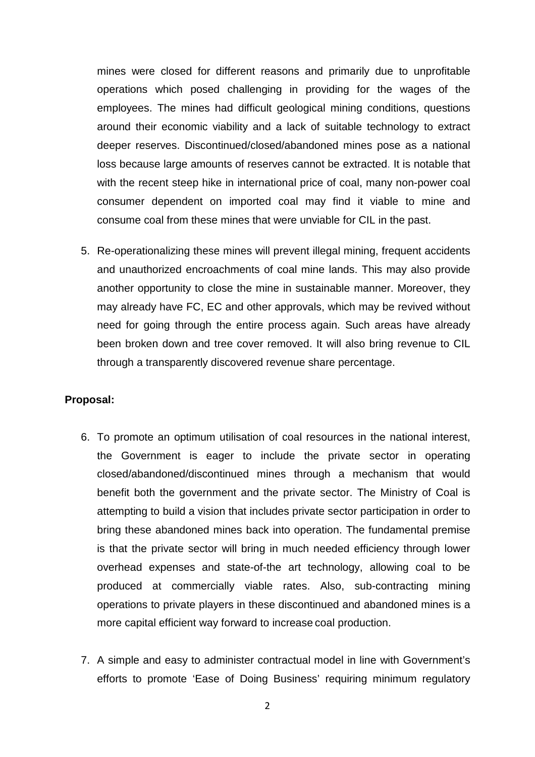mines were closed for different reasons and primarily due to unprofitable operations which posed challenging in providing for the wages of the employees. The mines had difficult geological mining conditions, questions around their economic viability and a lack of suitable technology to extract deeper reserves. Discontinued/closed/abandoned mines pose as a national loss because large amounts of reserves cannot be extracted. It is notable that with the recent steep hike in international price of coal, many non-power coal consumer dependent on imported coal may find it viable to mine and consume coal from these mines that were unviable for CIL in the past.

5. Re-operationalizing these mines will prevent illegal mining, frequent accidents and unauthorized encroachments of coal mine lands. This may also provide another opportunity to close the mine in sustainable manner. Moreover, they may already have FC, EC and other approvals, which may be revived without need for going through the entire process again. Such areas have already been broken down and tree cover removed. It will also bring revenue to CIL through a transparently discovered revenue share percentage.

**Proposal:**

6. To promote an optimum utilisation of coal resources in the national interest, the Government is eager to include the private sector in operating closed/abandoned/discontinued mines through a mechanism that would benefit both the government and the private sector. The Ministry of Coal is attempting to build a vision that includes private sector participation in order to bring these abandoned mines back into operation. The fundamental premise is that the private sector will bring in much needed efficiency through lower overhead expenses and state-of-the art technology, allowing coal to be produced at commercially viable rates. Also, sub-contracting mining operations to private players in these discontinued and abandoned mines is a more capital efficient way forward to increase coal production.

7. A simple and easy to administer contractual model in line with Government's efforts to promote 'Ease of Doing Business' requiring minimum regulatory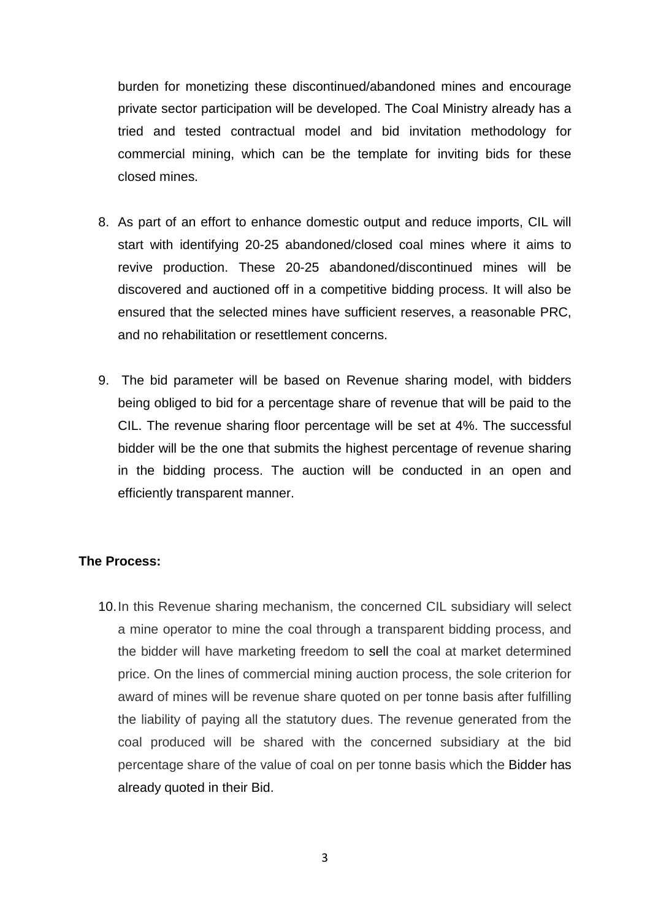burden for monetizing these discontinued/abandoned mines and encourage private sector participation will be developed. The Coal Ministry already has a tried and tested contractual model and bid invitation methodology for commercial mining, which can be the template for inviting bids for these closed mines.

8. As part of an effort to enhance domestic output and reduce imports, CIL will start with identifying 20-25 abandoned/closed coal mines where it aims to revive production. These 20-25 abandoned/discontinued mines will be discovered and auctioned off in a competitive bidding process. It will also be ensured that the selected mines have sufficient reserves, a reasonable PRC, and no rehabilitation or resettlement concerns.

9. The bid parameter will be based on Revenue sharing model, with bidders being obliged to bid for a percentage share of revenue that will be paid to the CIL. The revenue sharing floor percentage will be set at 4%. The successful bidder will be the one that submits the highest percentage of revenue sharing in the bidding process. The auction will be conducted in an open and efficiently transparent manner.

**The Process:**

10. In this Revenue sharing mechanism, the concerned CIL subsidiary will select a mine operator to mine the coal through a transparent bidding process, and the bidder will have marketing freedom to sell the coal at market determined price. On the lines of commercial mining auction process, the sole criterion for award of mines will be revenue share quoted on per tonne basis after fulfilling the liability of paying all the statutory dues. The revenue generated from the coal produced will be shared with the concerned subsidiary at the bid percentage share of the value of coal on per tonne basis which the Bidder has already quoted in their Bid.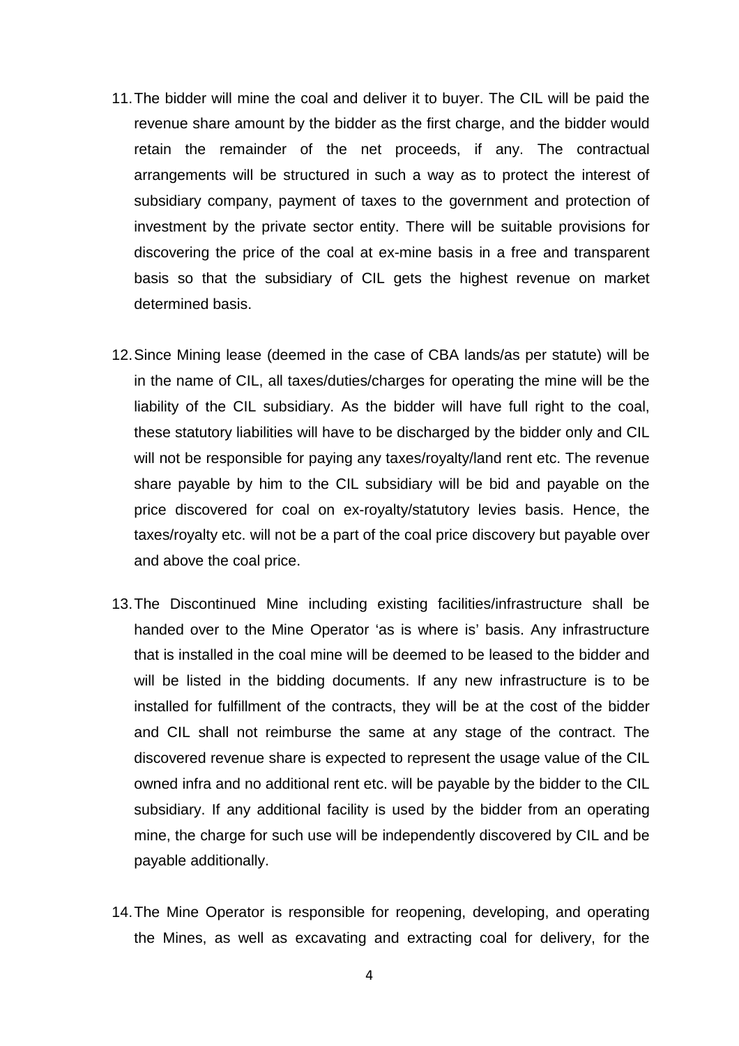11. The bidder will mine the coal and deliver it to buyer. The CIL will be paid the revenue share amount by the bidder as the first charge, and the bidder would retain the remainder of the net proceeds, if any. The contractual arrangements will be structured in such a way as to protect the interest of subsidiary company, payment of taxes to the government and protection of investment by the private sector entity. There will be suitable provisions for discovering the price of the coal at ex-mine basis in a free and transparent basis so that the subsidiary of CIL gets the highest revenue on market determined basis.

12. Since Mining lease (deemed in the case of CBA lands/as per statute) will be in the name of CIL, all taxes/duties/charges for operating the mine will be the liability of the CIL subsidiary. As the bidder will have full right to the coal, these statutory liabilities will have to be discharged by the bidder only and CIL will not be responsible for paying any taxes/royalty/land rent etc. The revenue share payable by him to the CIL subsidiary will be bid and payable on the price discovered for coal on ex-royalty/statutory levies basis. Hence, the taxes/royalty etc. will not be a part of the coal price discovery but payable over and above the coal price.

13. The Discontinued Mine including existing facilities/infrastructure shall be handed over to the Mine Operator 'as is where is' basis. Any infrastructure that is installed in the coal mine will be deemed to be leased to the bidder and will be listed in the bidding documents. If any new infrastructure is to be installed for fulfillment of the contracts, they will be at the cost of the bidder and CIL shall not reimburse the same at any stage of the contract. The discovered revenue share is expected to represent the usage value of the CIL owned infra and no additional rent etc. will be payable by the bidder to the CIL subsidiary. If any additional facility is used by the bidder from an operating mine, the charge for such use will be independently discovered by CIL and be payable additionally.

14. The Mine Operator is responsible for reopening, developing, and operating the Mines, as well as excavating and extracting coal for delivery, for the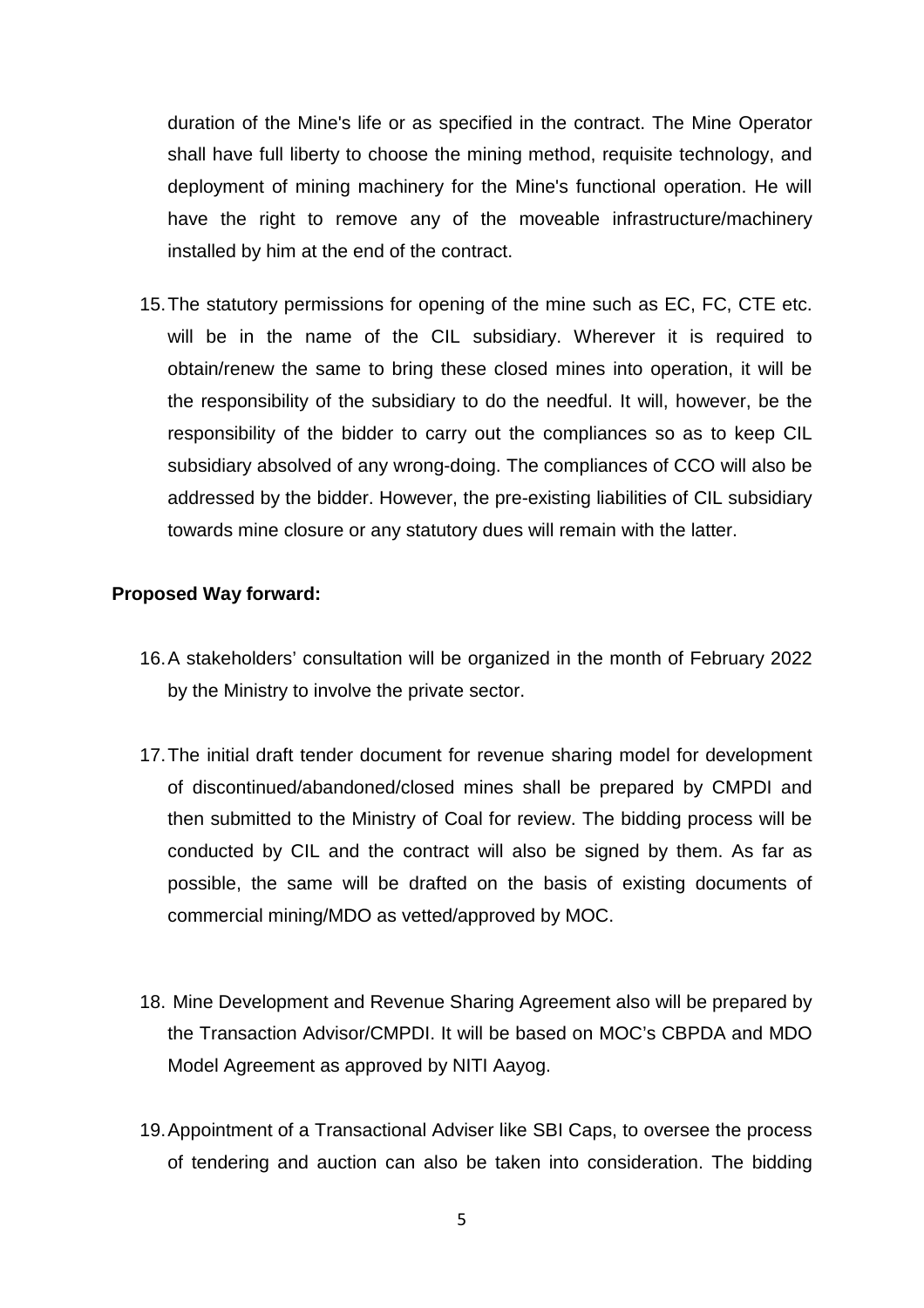duration of the Mine's life or as specified in the contract. The Mine Operator shall have full liberty to choose the mining method, requisite technology, and deployment of mining machinery for the Mine's functional operation. He will have the right to remove any of the moveable infrastructure/machinery installed by him at the end of the contract.

15. The statutory permissions for opening of the mine such as EC, FC, CTE etc. will be in the name of the CIL subsidiary. Wherever it is required to obtain/renew the same to bring these closed mines into operation, it will be the responsibility of the subsidiary to do the needful. It will, however, be the responsibility of the bidder to carry out the compliances so as to keep CIL subsidiary absolved of any wrong-doing. The compliances of CCO will also be addressed by the bidder. However, the pre-existing liabilities of CIL subsidiary towards mine closure or any statutory dues will remain with the latter.

**Proposed Way forward:**

16. A stakeholders' consultation will be organized in the month of February 2022 by the Ministry to involve the private sector.

17. The initial draft tender document for revenue sharing model for development of discontinued/abandoned/closed mines shall be prepared by CMPDI and then submitted to the Ministry of Coal for review. The bidding process will be conducted by CIL and the contract will also be signed by them. As far as possible, the same will be drafted on the basis of existing documents of commercial mining/MDO as vetted/approved by MOC.

18. Mine Development and Revenue Sharing Agreement also will be prepared by the Transaction Advisor/CMPDI. It will be based on MOC's CBPDA and MDO Model Agreement as approved by NITI Aayog.

19. Appointment of a Transactional Adviser like SBI Caps, to oversee the process of tendering and auction can also be taken into consideration. The bidding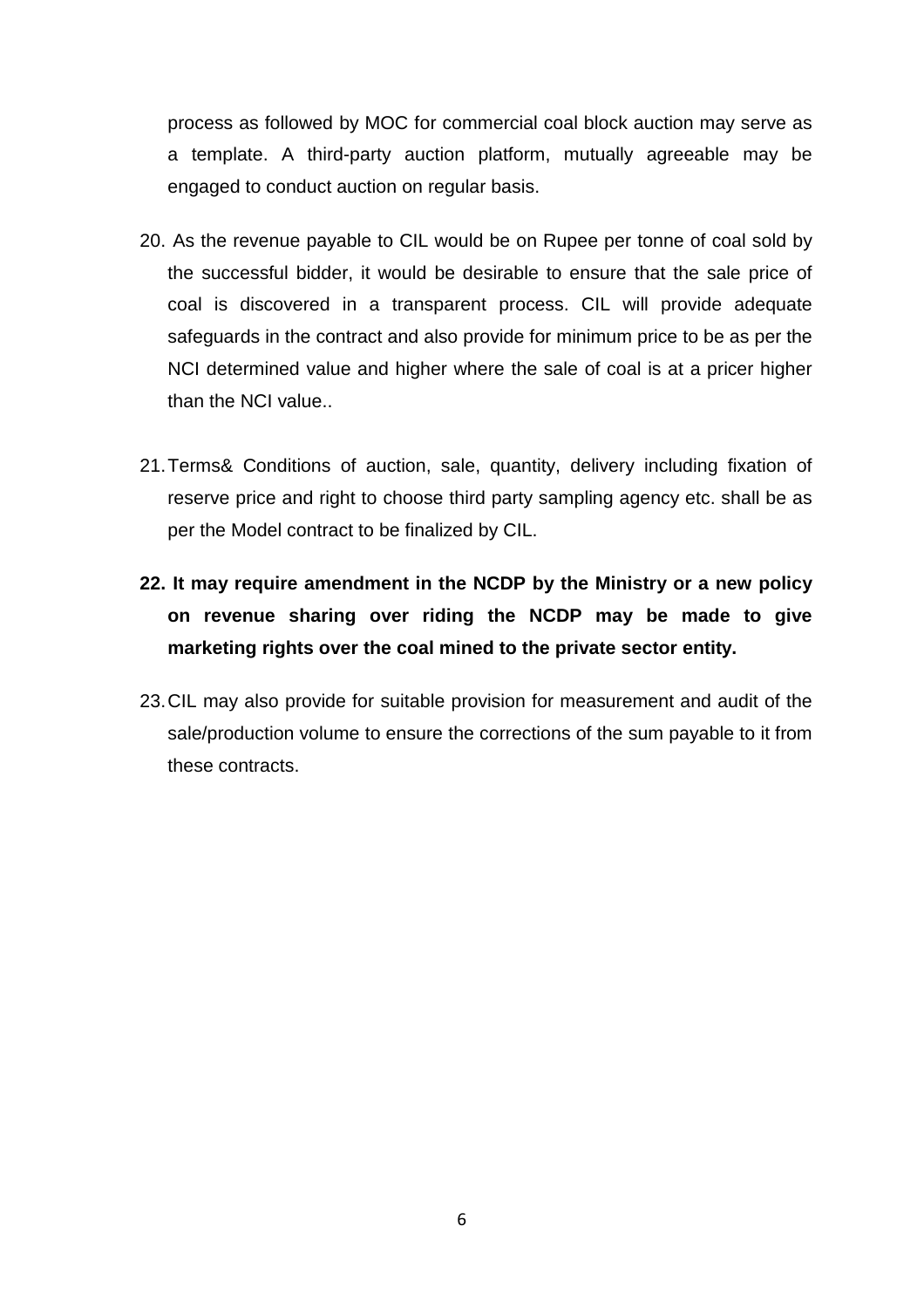process as followed by MOC for commercial coal block auction may serve as a template. A third-party auction platform, mutually agreeable may be engaged to conduct auction on regular basis.

20. As the revenue payable to CIL would be on Rupee per tonne of coal sold by the successful bidder, it would be desirable to ensure that the sale price of coal is discovered in a transparent process. CIL will provide adequate safeguards in the contract and also provide for minimum price to be as per the NCI determined value and higher where the sale of coal is at a pricer higher than the NCI value..

21. Terms& Conditions of auction, sale, quantity, delivery including fixation of reserve price and right to choose third party sampling agency etc. shall be as per the Model contract to be finalized by CIL.

22. **It may require amendment in the NCDP by the Ministry or a new policy on revenue sharing over riding the NCDP may be made to give marketing rights over the coal mined to the private sector entity.**

23. CIL may also provide for suitable provision for measurement and audit of the sale/production volume to ensure the corrections of the sum payable to it from these contracts.